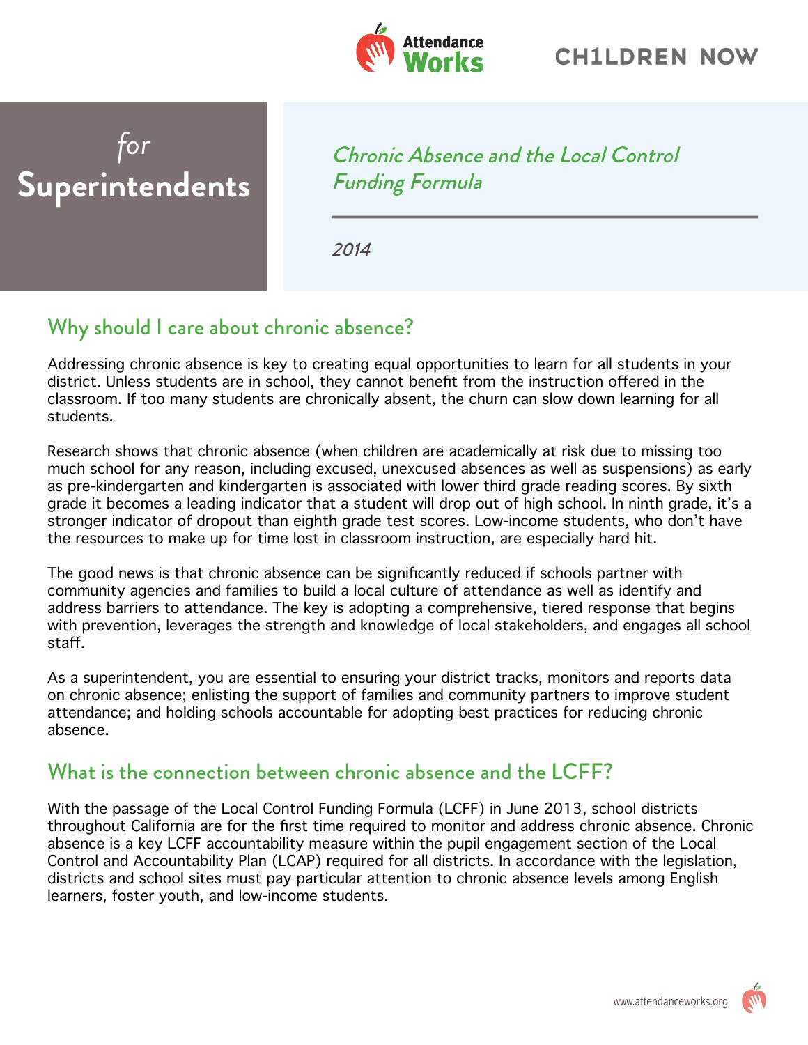Attendance Works

CH1LDREN NOW

# *for* Superintendents

*Chronic Absence and the Local Control Funding Formula*

*2014*

## Why should I care about chronic absence?

Addressing chronic absence is key to creating equal opportunities to learn for all students in your district. Unless students are in school, they cannot benefit from the instruction offered in the classroom. If too many students are chronically absent, the churn can slow down learning for all students.

Research shows that chronic absence (when children are academically at risk due to missing too much school for any reason, including excused, unexcused absences as well as suspensions) as early as pre-kindergarten and kindergarten is associated with lower third grade reading scores. By sixth grade it becomes a leading indicator that a student will drop out of high school. In ninth grade, it's a stronger indicator of dropout than eighth grade test scores. Low-income students, who don't have the resources to make up for time lost in classroom instruction, are especially hard hit.

The good news is that chronic absence can be significantly reduced if schools partner with community agencies and families to build a local culture of attendance as well as identify and address barriers to attendance. The key is adopting a comprehensive, tiered response that begins with prevention, leverages the strength and knowledge of local stakeholders, and engages all school staff.

As a superintendent, you are essential to ensuring your district tracks, monitors and reports data on chronic absence; enlisting the support of families and community partners to improve student attendance; and holding schools accountable for adopting best practices for reducing chronic absence.

## What is the connection between chronic absence and the LCFF?

With the passage of the Local Control Funding Formula (LCFF) in June 2013, school districts throughout California are for the first time required to monitor and address chronic absence. Chronic absence is a key LCFF accountability measure within the pupil engagement section of the Local Control and Accountability Plan (LCAP) required for all districts. In accordance with the legislation, districts and school sites must pay particular attention to chronic absence levels among English learners, foster youth, and low-income students.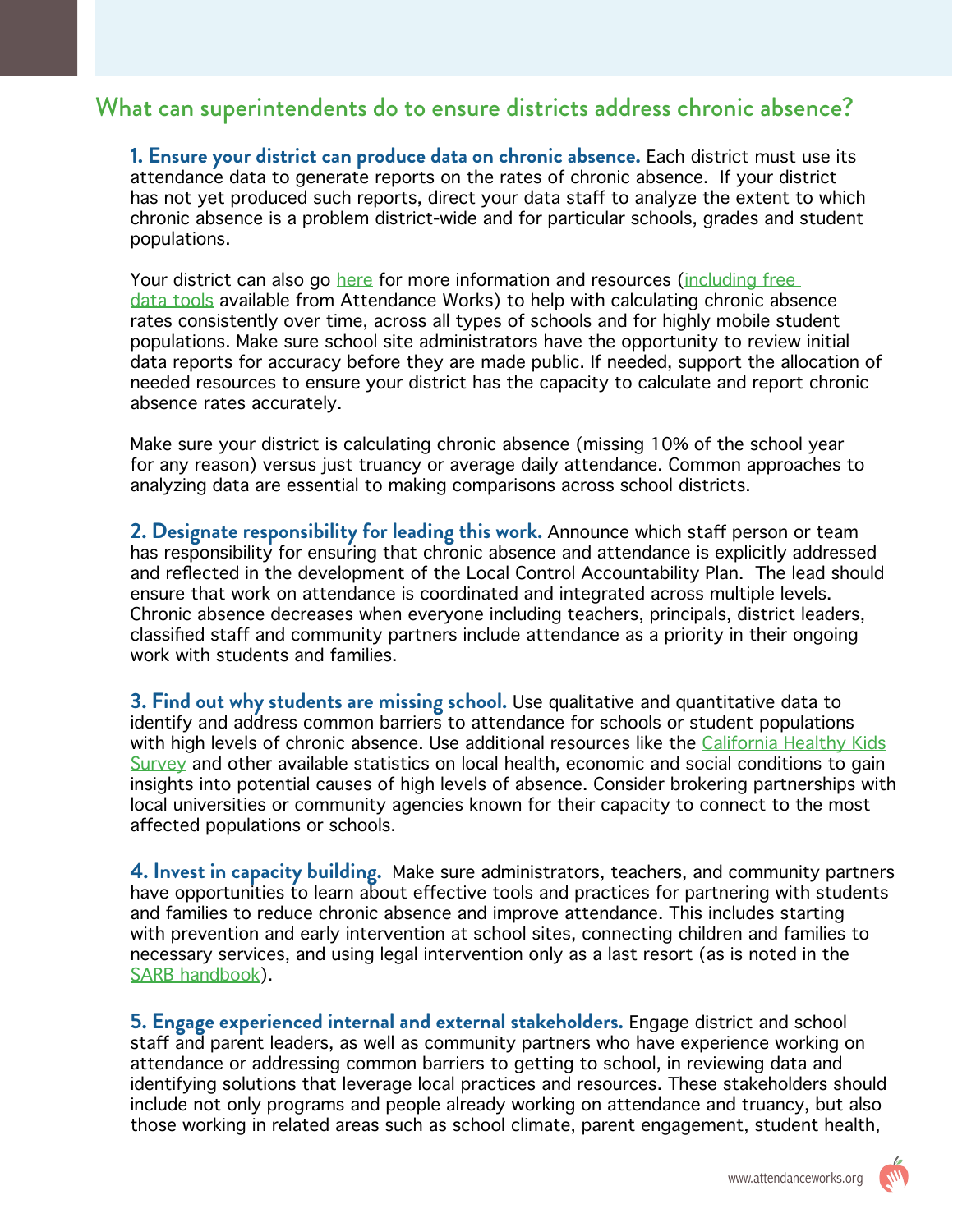## What can superintendents do to ensure districts address chronic absence?

**1. Ensure your district can produce data on chronic absence.** Each district must use its attendance data to generate reports on the rates of chronic absence. If your district has not yet produced such reports, direct your data staff to analyze the extent to which chronic absence is a problem district-wide and for particular schools, grades and student populations.

Your district can also go here for more information and resources (including free data tools available from Attendance Works) to help with calculating chronic absence rates consistently over time, across all types of schools and for highly mobile student populations. Make sure school site administrators have the opportunity to review initial data reports for accuracy before they are made public. If needed, support the allocation of needed resources to ensure your district has the capacity to calculate and report chronic absence rates accurately.

Make sure your district is calculating chronic absence (missing 10% of the school year for any reason) versus just truancy or average daily attendance. Common approaches to analyzing data are essential to making comparisons across school districts.

**2. Designate responsibility for leading this work.** Announce which staff person or team has responsibility for ensuring that chronic absence and attendance is explicitly addressed and reflected in the development of the Local Control Accountability Plan. The lead should ensure that work on attendance is coordinated and integrated across multiple levels. Chronic absence decreases when everyone including teachers, principals, district leaders, classified staff and community partners include attendance as a priority in their ongoing work with students and families.

**3. Find out why students are missing school.** Use qualitative and quantitative data to identify and address common barriers to attendance for schools or student populations with high levels of chronic absence. Use additional resources like the California Healthy Kids Survey and other available statistics on local health, economic and social conditions to gain insights into potential causes of high levels of absence. Consider brokering partnerships with local universities or community agencies known for their capacity to connect to the most affected populations or schools.

**4. Invest in capacity building.** Make sure administrators, teachers, and community partners have opportunities to learn about effective tools and practices for partnering with students and families to reduce chronic absence and improve attendance. This includes starting with prevention and early intervention at school sites, connecting children and families to necessary services, and using legal intervention only as a last resort (as is noted in the SARB handbook).

**5. Engage experienced internal and external stakeholders.** Engage district and school staff and parent leaders, as well as community partners who have experience working on attendance or addressing common barriers to getting to school, in reviewing data and identifying solutions that leverage local practices and resources. These stakeholders should include not only programs and people already working on attendance and truancy, but also those working in related areas such as school climate, parent engagement, student health,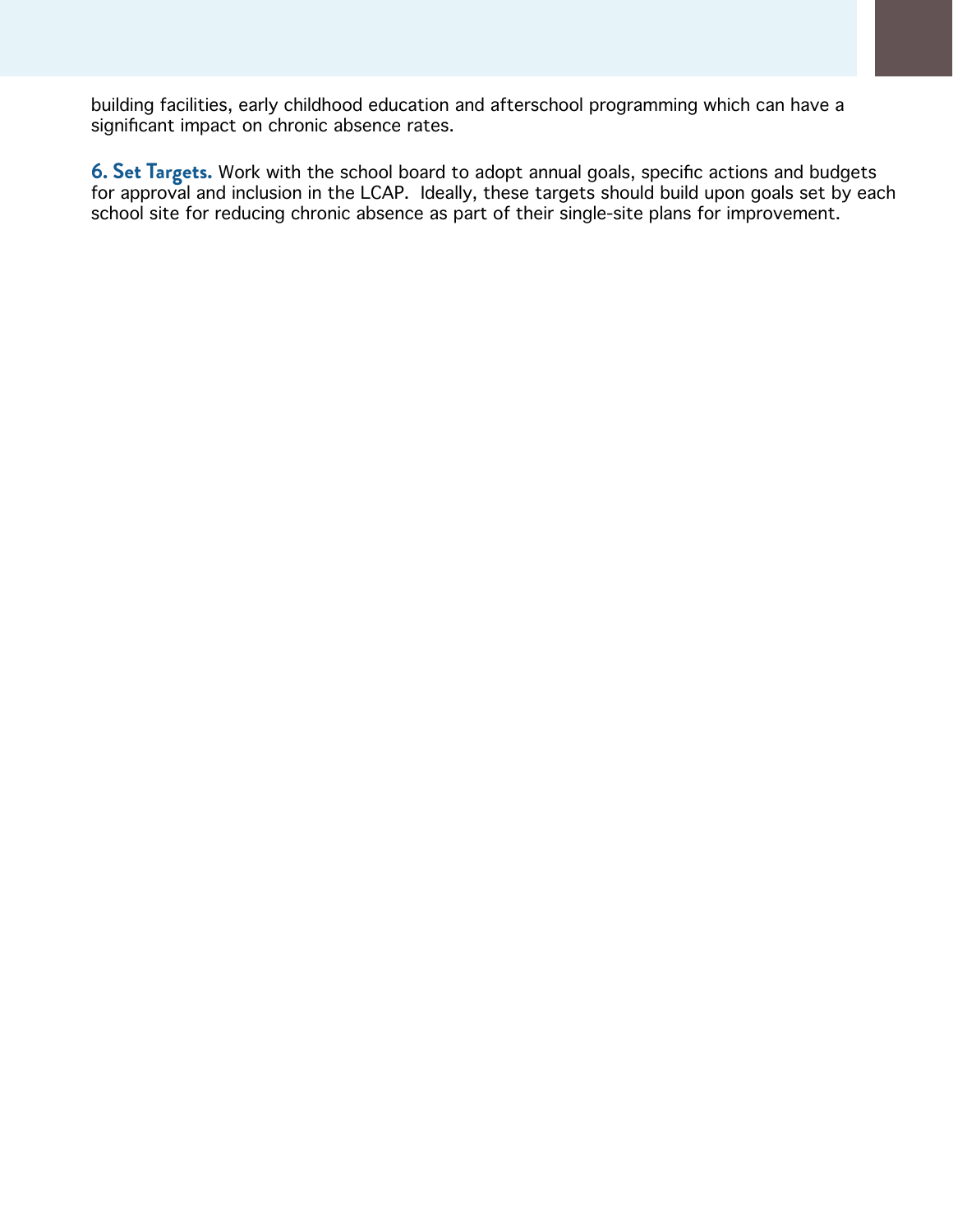building facilities, early childhood education and afterschool programming which can have a significant impact on chronic absence rates.

**6. Set Targets.** Work with the school board to adopt annual goals, specific actions and budgets for approval and inclusion in the LCAP. Ideally, these targets should build upon goals set by each school site for reducing chronic absence as part of their single-site plans for improvement.